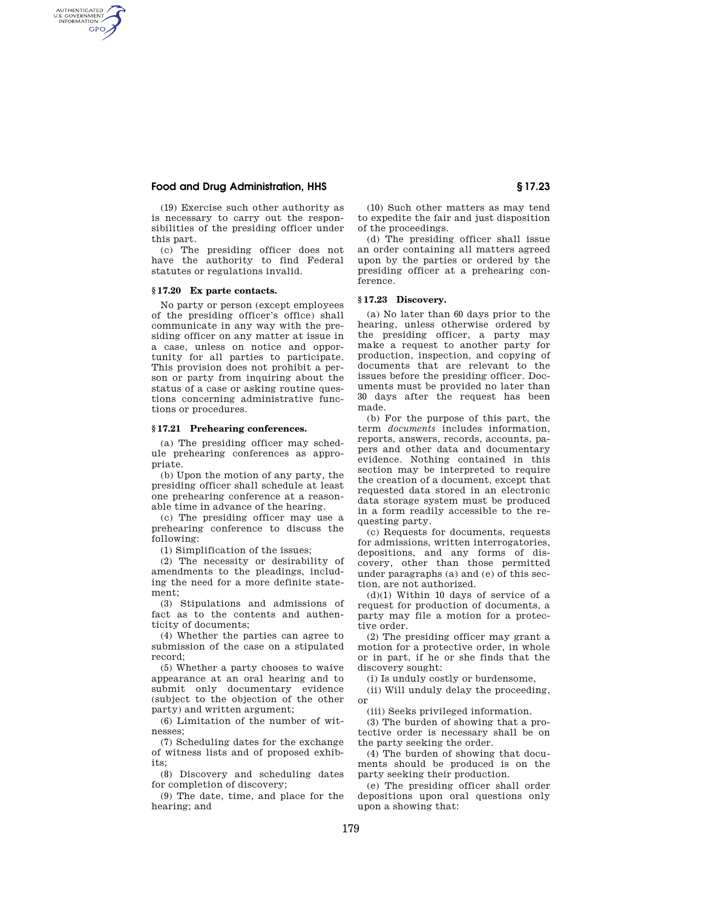(19) Exercise such other authority as is necessary to carry out the responsibilities of the presiding officer under this part.

(c) The presiding officer does not have the authority to find Federal statutes or regulations invalid.

### § 17.20 Ex parte contacts.

No party or person (except employees of the presiding officer's office) shall communicate in any way with the presiding officer on any matter at issue in a case, unless on notice and opportunity for all parties to participate. This provision does not prohibit a person or party from inquiring about the status of a case or asking routine questions concerning administrative functions or procedures.

### § 17.21 Prehearing conferences.

(a) The presiding officer may schedule prehearing conferences as appropriate.

(b) Upon the motion of any party, the presiding officer shall schedule at least one prehearing conference at a reasonable time in advance of the hearing.

(c) The presiding officer may use a prehearing conference to discuss the following:

(1) Simplification of the issues;

(2) The necessity or desirability of amendments to the pleadings, including the need for a more definite statement;

(3) Stipulations and admissions of fact as to the contents and authenticity of documents;

(4) Whether the parties can agree to submission of the case on a stipulated record;

(5) Whether a party chooses to waive appearance at an oral hearing and to submit only documentary evidence (subject to the objection of the other party) and written argument;

(6) Limitation of the number of witnesses;

(7) Scheduling dates for the exchange of witness lists and of proposed exhibits;

(8) Discovery and scheduling dates for completion of discovery;

(9) The date, time, and place for the hearing; and

(10) Such other matters as may tend to expedite the fair and just disposition of the proceedings.

(d) The presiding officer shall issue an order containing all matters agreed upon by the parties or ordered by the presiding officer at a prehearing conference.

### § 17.23 Discovery.

(a) No later than 60 days prior to the hearing, unless otherwise ordered by the presiding officer, a party may make a request to another party for production, inspection, and copying of documents that are relevant to the issues before the presiding officer. Documents must be provided no later than 30 days after the request has been made.

(b) For the purpose of this part, the term *documents* includes information, reports, answers, records, accounts, papers and other data and documentary evidence. Nothing contained in this section may be interpreted to require the creation of a document, except that requested data stored in an electronic data storage system must be produced in a form readily accessible to the requesting party.

(c) Requests for documents, requests for admissions, written interrogatories, depositions, and any forms of discovery, other than those permitted under paragraphs (a) and (e) of this section, are not authorized.

(d)(1) Within 10 days of service of a request for production of documents, a party may file a motion for a protective order.

(2) The presiding officer may grant a motion for a protective order, in whole or in part, if he or she finds that the discovery sought:

(i) Is unduly costly or burdensome,

(ii) Will unduly delay the proceeding, or

(iii) Seeks privileged information.

(3) The burden of showing that a protective order is necessary shall be on the party seeking the order.

(4) The burden of showing that documents should be produced is on the party seeking their production.

(e) The presiding officer shall order depositions upon oral questions only upon a showing that: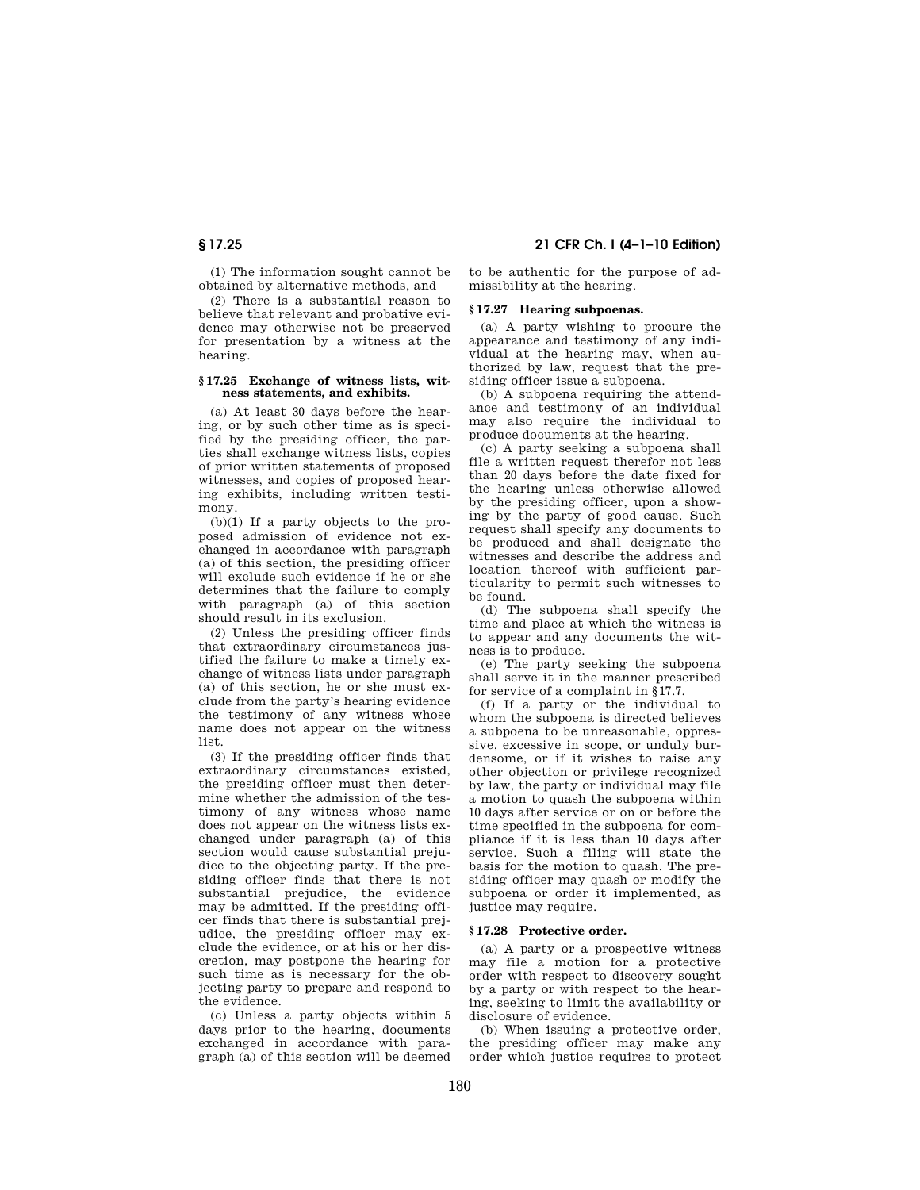(1) The information sought cannot be obtained by alternative methods, and

(2) There is a substantial reason to believe that relevant and probative evidence may otherwise not be preserved for presentation by a witness at the hearing.

### § 17.25 Exchange of witness lists, witness statements, and exhibits.

(a) At least 30 days before the hearing, or by such other time as is specified by the presiding officer, the parties shall exchange witness lists, copies of prior written statements of proposed witnesses, and copies of proposed hearing exhibits, including written testimony.

(b)(1) If a party objects to the proposed admission of evidence not exchanged in accordance with paragraph (a) of this section, the presiding officer will exclude such evidence if he or she determines that the failure to comply with paragraph (a) of this section should result in its exclusion.

(2) Unless the presiding officer finds that extraordinary circumstances justified the failure to make a timely exchange of witness lists under paragraph (a) of this section, he or she must exclude from the party's hearing evidence the testimony of any witness whose name does not appear on the witness list.

(3) If the presiding officer finds that extraordinary circumstances existed, the presiding officer must then determine whether the admission of the testimony of any witness whose name does not appear on the witness lists exchanged under paragraph (a) of this section would cause substantial prejudice to the objecting party. If the presiding officer finds that there is not substantial prejudice, the evidence may be admitted. If the presiding officer finds that there is substantial prejudice, the presiding officer may exclude the evidence, or at his or her discretion, may postpone the hearing for such time as is necessary for the objecting party to prepare and respond to the evidence.

(c) Unless a party objects within 5 days prior to the hearing, documents exchanged in accordance with paragraph (a) of this section will be deemed to be authentic for the purpose of admissibility at the hearing.

### § 17.27 Hearing subpoenas.

(a) A party wishing to procure the appearance and testimony of any individual at the hearing may, when authorized by law, request that the presiding officer issue a subpoena.

(b) A subpoena requiring the attendance and testimony of an individual may also require the individual to produce documents at the hearing.

(c) A party seeking a subpoena shall file a written request therefor not less than 20 days before the date fixed for the hearing unless otherwise allowed by the presiding officer, upon a showing by the party of good cause. Such request shall specify any documents to be produced and shall designate the witnesses and describe the address and location thereof with sufficient particularity to permit such witnesses to be found.

(d) The subpoena shall specify the time and place at which the witness is to appear and any documents the witness is to produce.

(e) The party seeking the subpoena shall serve it in the manner prescribed for service of a complaint in §17.7.

(f) If a party or the individual to whom the subpoena is directed believes a subpoena to be unreasonable, oppressive, excessive in scope, or unduly burdensome, or if it wishes to raise any other objection or privilege recognized by law, the party or individual may file a motion to quash the subpoena within 10 days after service or on or before the time specified in the subpoena for compliance if it is less than 10 days after service. Such a filing will state the basis for the motion to quash. The presiding officer may quash or modify the subpoena or order it implemented, as justice may require.

### § 17.28 Protective order.

(a) A party or a prospective witness may file a motion for a protective order with respect to discovery sought by a party or with respect to the hearing, seeking to limit the availability or disclosure of evidence.

(b) When issuing a protective order, the presiding officer may make any order which justice requires to protect